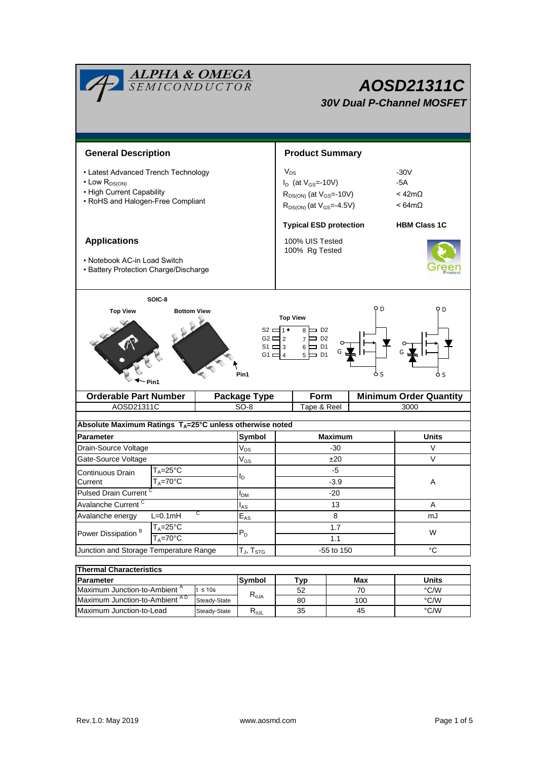# AOSD21311C

## 30V Dual P-Channel MOSFET

## General Description

- Latest Advanced Trench Technology
- Low $R_{DS(ON)}$
- High Current Capability
- RoHS and Halogen-Free Compliant

## Product Summary

| | |
|---|---|
| $V_{DS}$ | -30V |
| $I_D$ (at $V_{GS}$=-10V) | -5A |
| $R_{DS(ON)}$ (at $V_{GS}$=-10V) | < 42mΩ |
| $R_{DS(ON)}$ (at $V_{GS}$=-4.5V) | < 64mΩ |

**Typical ESD protection** **HBM Class 1C**

100% UIS Tested
100% Rg Tested

## Applications

- Notebook AC-in Load Switch
- Battery Protection Charge/Discharge

SOIC-8

Top View | Bottom View | Top View

S2 1 8 D2
G2 2 7 D2
S1 3 6 D1
G1 4 5 D1

| Orderable Part Number | Package Type | Form | Minimum Order Quantity |
|---|---|---|---|
| AOSD21311C | SO-8 | Tape & Reel | 3000 |

**Absolute Maximum Ratings $T_A$=25°C unless otherwise noted**

| Parameter | | Symbol | Maximum | Units |
|---|---|---|---|---|
| Drain-Source Voltage | | $V_{DS}$ | -30 | V |
| Gate-Source Voltage | | $V_{GS}$ | ±20 | V |
| Continuous Drain Current | $T_A$=25°C | $I_D$ | -5 | A |
| | $T_A$=70°C | | -3.9 | |
| Pulsed Drain Current [C] | | $I_{DM}$ | -20 | |
| Avalanche Current [C] | | $I_{AS}$ | 13 | A |
| Avalanche energy | L=0.1mH [C] | $E_{AS}$ | 8 | mJ |
| Power Dissipation [B] | $T_A$=25°C | $P_D$ | 1.7 | W |
| | $T_A$=70°C | | 1.1 | |
| Junction and Storage Temperature Range | | $T_J$, $T_{STG}$ | -55 to 150 | °C |

**Thermal Characteristics**

| Parameter | | Symbol | Typ | Max | Units |
|---|---|---|---|---|---|
| Maximum Junction-to-Ambient [A] | t ≤ 10s | $R_{\theta JA}$ | 52 | 70 | °C/W |
| Maximum Junction-to-Ambient [A D] | Steady-State | | 80 | 100 | °C/W |
| Maximum Junction-to-Lead | Steady-State | $R_{\theta JL}$ | 35 | 45 | °C/W |

Rev.1.0: May 2019 www.aosmd.com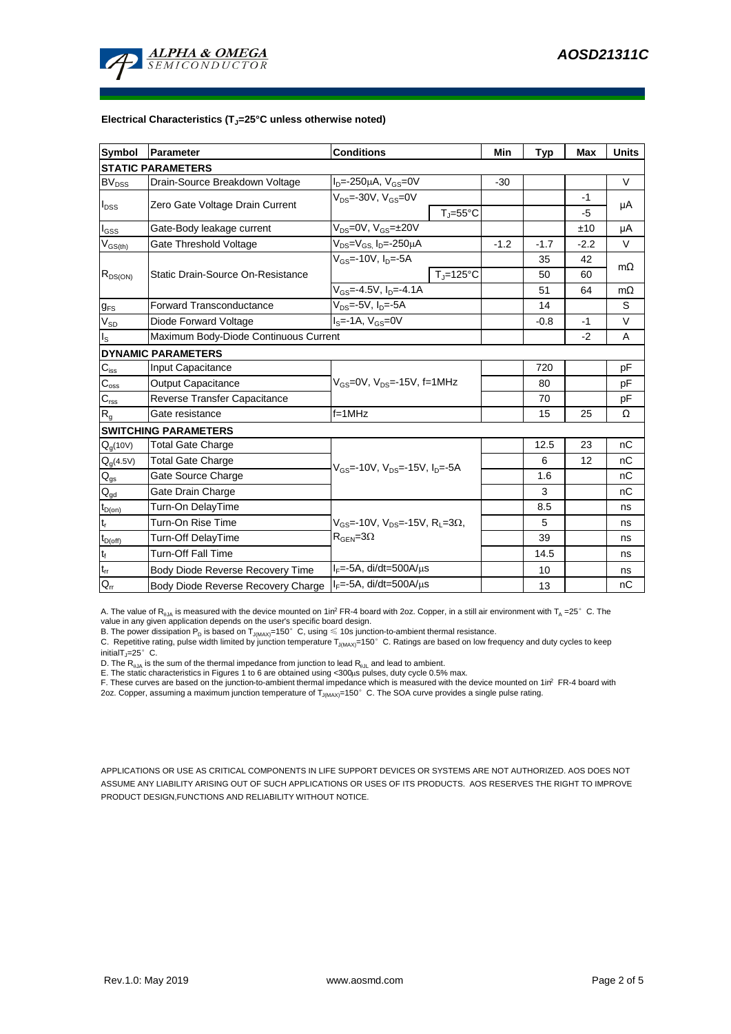**Electrical Characteristics ($T_J$=25°C unless otherwise noted)**

| Symbol | Parameter | Conditions | | Min | Typ | Max | Units |
|---|---|---|---|---|---|---|---|
| **STATIC PARAMETERS** | | | | | | | |
| $BV_{DSS}$ | Drain-Source Breakdown Voltage | $I_D$=-250µA, $V_{GS}$=0V | | -30 | | | V |
| $I_{DSS}$ | Zero Gate Voltage Drain Current | $V_{DS}$=-30V, $V_{GS}$=0V | | | | -1 | µA |
| | | | $T_J$=55°C | | | -5 | |
| $I_{GSS}$ | Gate-Body leakage current | $V_{DS}$=0V, $V_{GS}$=±20V | | | | ±10 | µA |
| $V_{GS(th)}$ | Gate Threshold Voltage | $V_{DS}$=$V_{GS}$, $I_D$=-250µA | | -1.2 | -1.7 | -2.2 | V |
| $R_{DS(ON)}$ | Static Drain-Source On-Resistance | $V_{GS}$=-10V, $I_D$=-5A | | | 35 | 42 | mΩ |
| | | | $T_J$=125°C | | 50 | 60 | |
| | | $V_{GS}$=-4.5V, $I_D$=-4.1A | | | 51 | 64 | mΩ |
| $g_{FS}$ | Forward Transconductance | $V_{DS}$=-5V, $I_D$=-5A | | | 14 | | S |
| $V_{SD}$ | Diode Forward Voltage | $I_S$=-1A, $V_{GS}$=0V | | | -0.8 | -1 | V |
| $I_S$ | Maximum Body-Diode Continuous Current | | | | | -2 | A |
| **DYNAMIC PARAMETERS** | | | | | | | |
| $C_{iss}$ | Input Capacitance | $V_{GS}$=0V, $V_{DS}$=-15V, f=1MHz | | | 720 | | pF |
| $C_{oss}$ | Output Capacitance | | | | 80 | | pF |
| $C_{rss}$ | Reverse Transfer Capacitance | | | | 70 | | pF |
| $R_g$ | Gate resistance | f=1MHz | | | 15 | 25 | Ω |
| **SWITCHING PARAMETERS** | | | | | | | |
| $Q_g$(10V) | Total Gate Charge | $V_{GS}$=-10V, $V_{DS}$=-15V, $I_D$=-5A | | | 12.5 | 23 | nC |
| $Q_g$(4.5V) | Total Gate Charge | | | | 6 | 12 | nC |
| $Q_{gs}$ | Gate Source Charge | | | | 1.6 | | nC |
| $Q_{gd}$ | Gate Drain Charge | | | | 3 | | nC |
| $t_{D(on)}$ | Turn-On DelayTime | $V_{GS}$=-10V, $V_{DS}$=-15V, $R_L$=3Ω, $R_{GEN}$=3Ω | | | 8.5 | | ns |
| $t_r$ | Turn-On Rise Time | | | | 5 | | ns |
| $t_{D(off)}$ | Turn-Off DelayTime | | | | 39 | | ns |
| $t_f$ | Turn-Off Fall Time | | | | 14.5 | | ns |
| $t_{rr}$ | Body Diode Reverse Recovery Time | $I_F$=-5A, di/dt=500A/µs | | | 10 | | ns |
| $Q_{rr}$ | Body Diode Reverse Recovery Charge | $I_F$=-5A, di/dt=500A/µs | | | 13 | | nC |

A. The value of $R_{\theta JA}$ is measured with the device mounted on 1in² FR-4 board with 2oz. Copper, in a still air environment with $T_A$ =25° C. The value in any given application depends on the user's specific board design.

B. The power dissipation $P_D$ is based on $T_{J(MAX)}$=150° C, using ≤ 10s junction-to-ambient thermal resistance.

C. Repetitive rating, pulse width limited by junction temperature $T_{J(MAX)}$=150° C. Ratings are based on low frequency and duty cycles to keep initial$T_J$=25° C.

D. The $R_{\theta JA}$ is the sum of the thermal impedance from junction to lead $R_{\theta JL}$ and lead to ambient.

E. The static characteristics in Figures 1 to 6 are obtained using <300µs pulses, duty cycle 0.5% max.

F. These curves are based on the junction-to-ambient thermal impedance which is measured with the device mounted on 1in² FR-4 board with 2oz. Copper, assuming a maximum junction temperature of $T_{J(MAX)}$=150° C. The SOA curve provides a single pulse rating.

APPLICATIONS OR USE AS CRITICAL COMPONENTS IN LIFE SUPPORT DEVICES OR SYSTEMS ARE NOT AUTHORIZED. AOS DOES NOT ASSUME ANY LIABILITY ARISING OUT OF SUCH APPLICATIONS OR USES OF ITS PRODUCTS. AOS RESERVES THE RIGHT TO IMPROVE PRODUCT DESIGN,FUNCTIONS AND RELIABILITY WITHOUT NOTICE.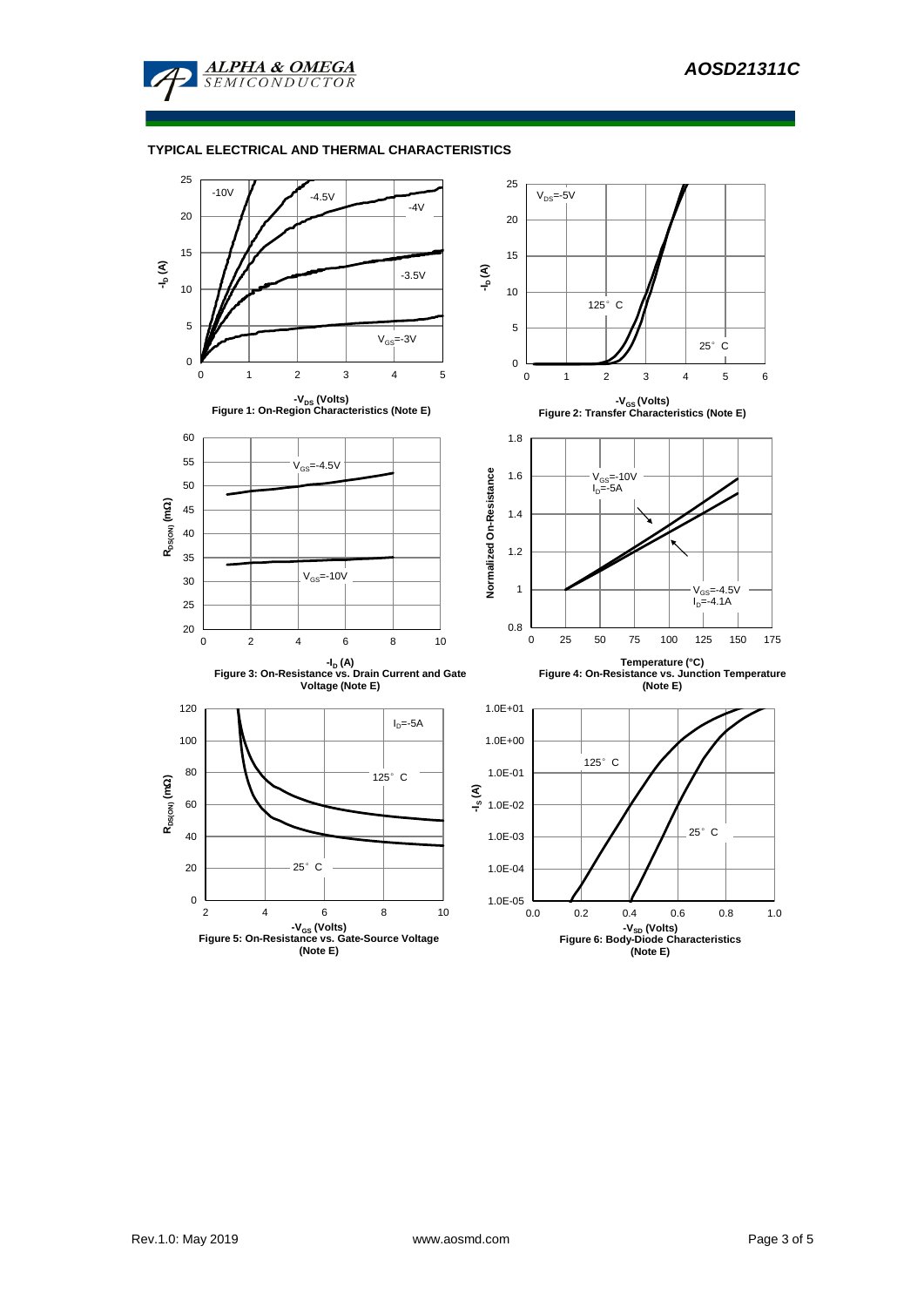## TYPICAL ELECTRICAL AND THERMAL CHARACTERISTICS

Figure 1: On-Region Characteristics (Note E)

Figure 2: Transfer Characteristics (Note E)

Figure 3: On-Resistance vs. Drain Current and Gate Voltage (Note E)

Figure 4: On-Resistance vs. Junction Temperature (Note E)

Figure 5: On-Resistance vs. Gate-Source Voltage (Note E)

Figure 6: Body-Diode Characteristics (Note E)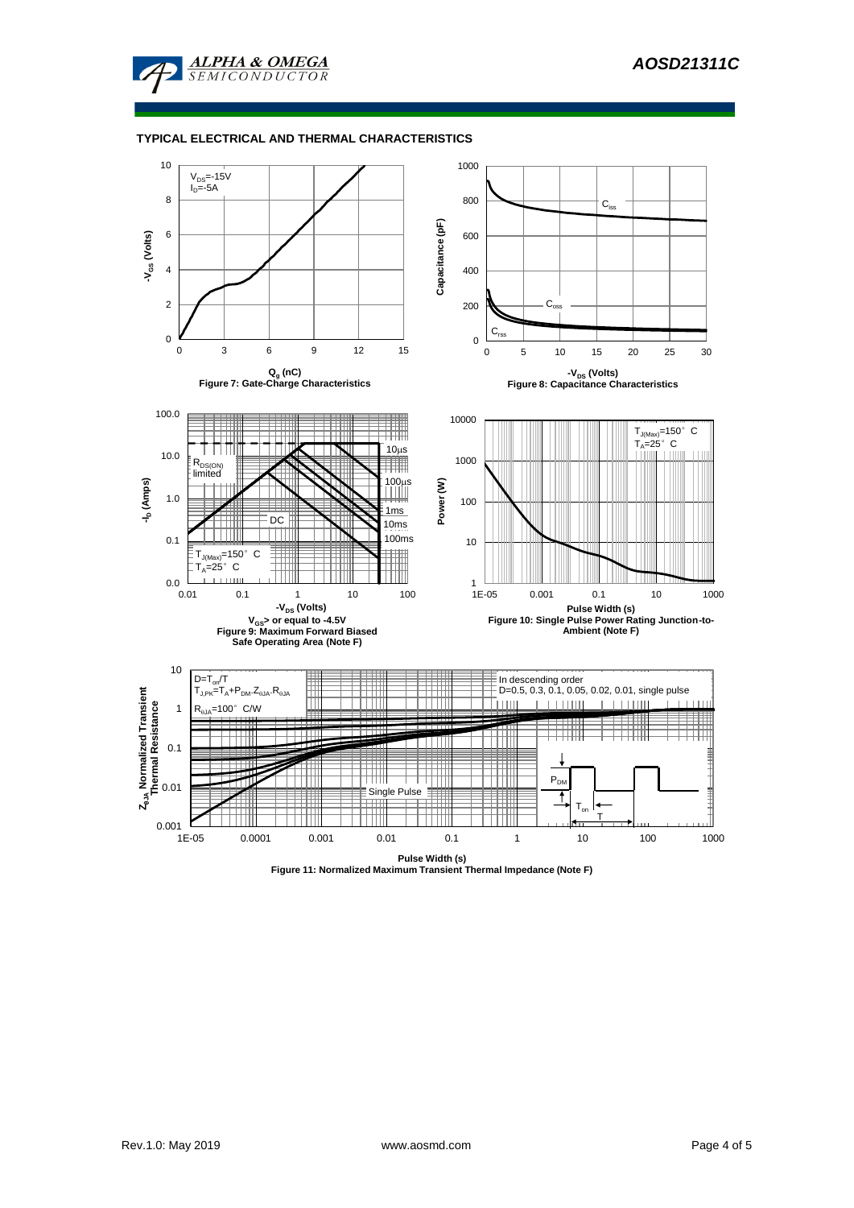**TYPICAL ELECTRICAL AND THERMAL CHARACTERISTICS**

$V_{DS}$=-15V
$I_D$=-5A

$-V_{GS}$ (Volts)

$Q_g$ (nC)

Figure 7: Gate-Charge Characteristics

$C_{iss}$

$C_{oss}$

$C_{rss}$

Capacitance (pF)

$-V_{DS}$ (Volts)

Figure 8: Capacitance Characteristics

$R_{DS(ON)}$ limited

10µs

100µs

1ms

10ms

100ms

DC

$T_{J(Max)}$=150° C
$T_A$=25° C

$-I_D$ (Amps)

$-V_{DS}$ (Volts)

$V_{GS}$> or equal to -4.5V

Figure 9: Maximum Forward Biased Safe Operating Area (Note F)

$T_{J(Max)}$=150° C
$T_A$=25° C

Power (W)

Pulse Width (s)

Figure 10: Single Pulse Power Rating Junction-to-Ambient (Note F)

$D=T_{on}/T$

$T_{J,PK}=T_A+P_{DM}.Z_{\theta JA}.R_{\theta JA}$

$R_{\theta JA}$=100° C/W

In descending order
D=0.5, 0.3, 0.1, 0.05, 0.02, 0.01, single pulse

Single Pulse

$P_{DM}$

$T_{on}$

T

$Z_{\theta JA}$ Normalized Transient Thermal Resistance

Pulse Width (s)

Figure 11: Normalized Maximum Transient Thermal Impedance (Note F)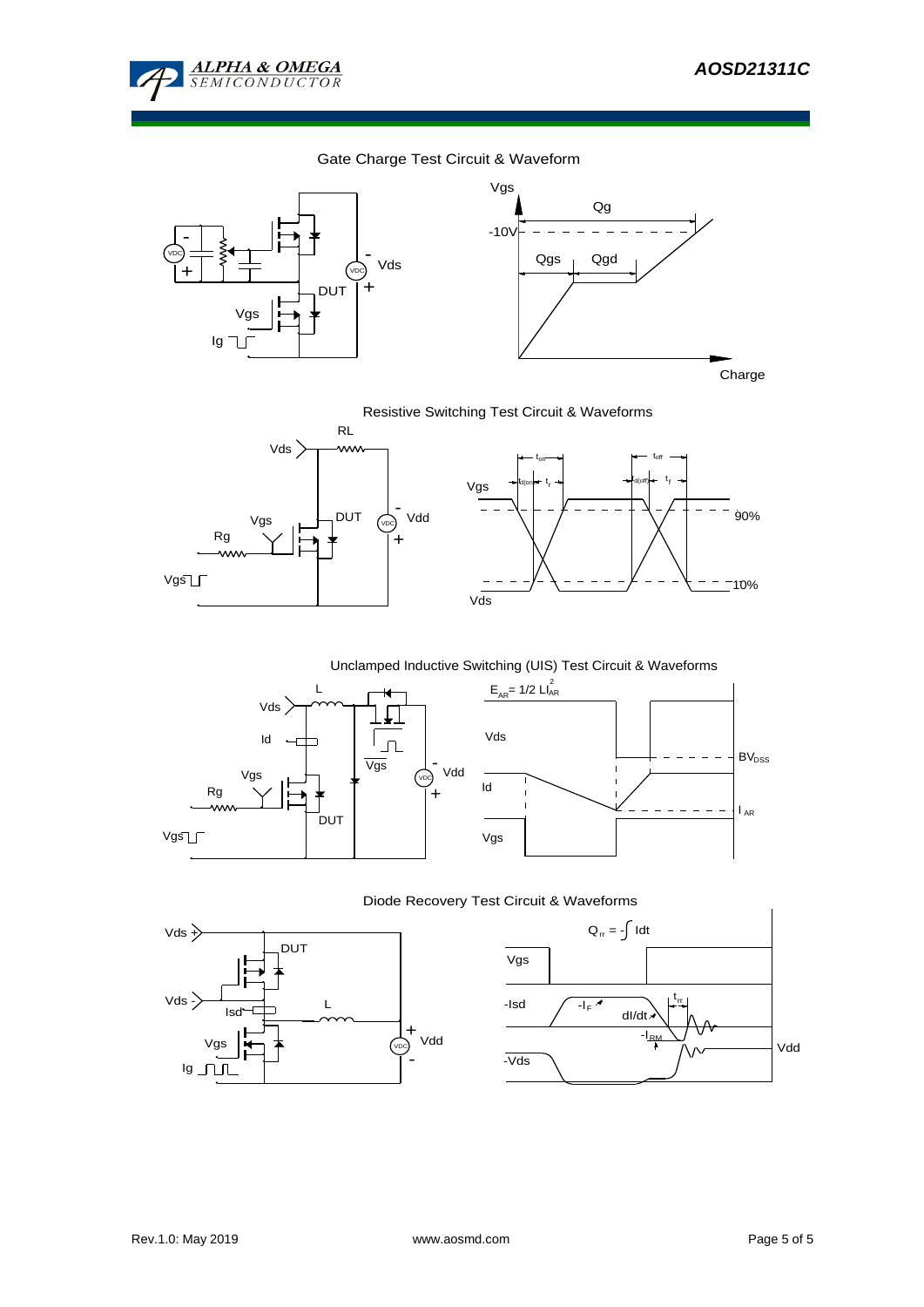## Gate Charge Test Circuit & Waveform

VDC
-
+
VDC
-
Vds
+
DUT
Vgs
Ig

Vgs
Qg
-10V
Qgs
Qgd
Charge

## Resistive Switching Test Circuit & Waveforms

RL
Vds
Vgs
DUT
VDC
-
Vdd
+
Rg
Vgs

$t_{on}$
$t_{off}$
$t_{d(on)}$
$t_r$
$t_{d(off)}$
$t_f$
Vgs
90%
10%
Vds

## Unclamped Inductive Switching (UIS) Test Circuit & Waveforms

L
Vds
Id
Vgs
Rg
Vgs
DUT
Vgs
VDC
-
Vdd
+

$E_{AR} = 1/2\ LI_{AR}^2$
Vds
$BV_{DSS}$
Id
$I_{AR}$
Vgs

## Diode Recovery Test Circuit & Waveforms

Vds +
DUT
Vds -
Isd
L
Vgs
Ig
VDC
+
Vdd
-

$Q_{rr} = -\int Idt$
Vgs
-Isd
$-I_F$
dI/dt
$t_{rr}$
$-I_{RM}$
-Vds
Vdd